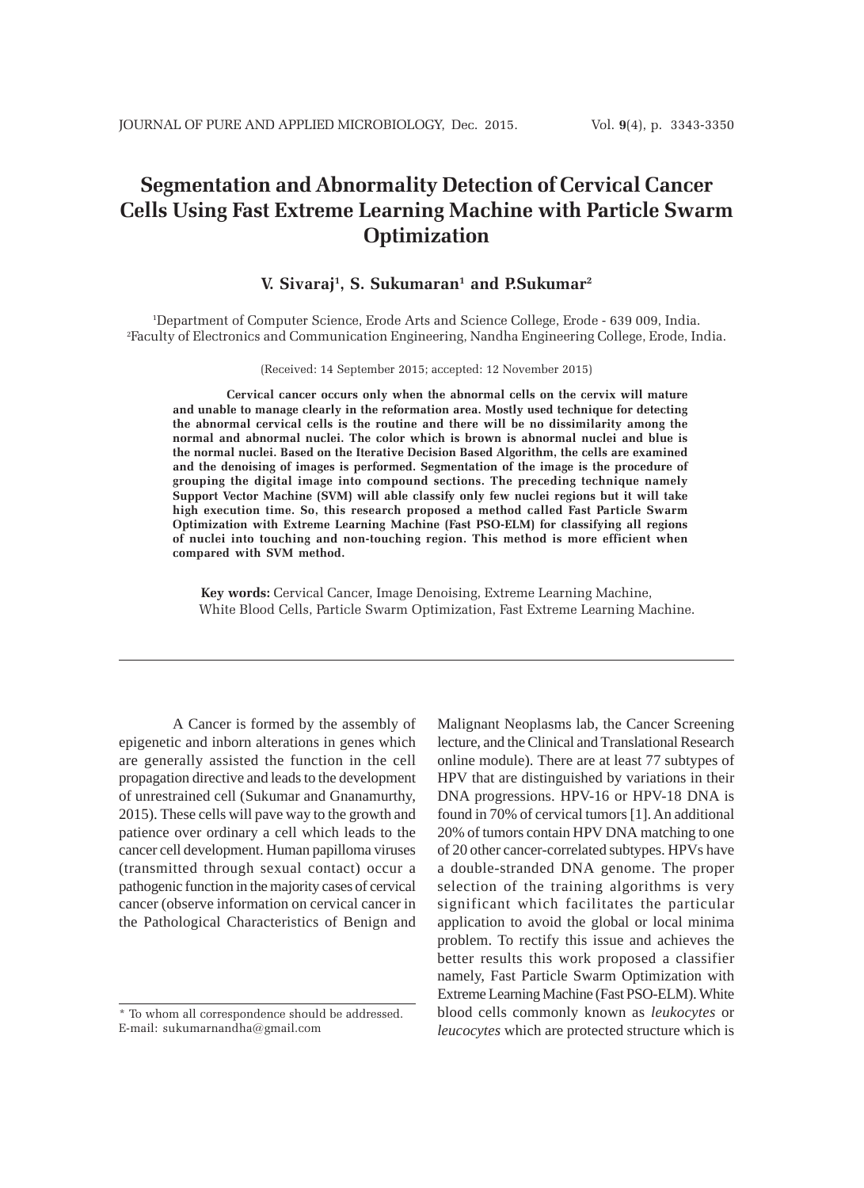# Segmentation and Abnormality Detection of Cervical Cancer Cells Using Fast Extreme Learning Machine with Particle Swarm Optimization

**V. Sivaraj[1], S. Sukumaran[1] and P.Sukumar[2]**

[1]Department of Computer Science, Erode Arts and Science College, Erode - 639 009, India.
[2]Faculty of Electronics and Communication Engineering, Nandha Engineering College, Erode, India.

(Received: 14 September 2015; accepted: 12 November 2015)

**Cervical cancer occurs only when the abnormal cells on the cervix will mature and unable to manage clearly in the reformation area. Mostly used technique for detecting the abnormal cervical cells is the routine and there will be no dissimilarity among the normal and abnormal nuclei. The color which is brown is abnormal nuclei and blue is the normal nuclei. Based on the Iterative Decision Based Algorithm, the cells are examined and the denoising of images is performed. Segmentation of the image is the procedure of grouping the digital image into compound sections. The preceding technique namely Support Vector Machine (SVM) will able classify only few nuclei regions but it will take high execution time. So, this research proposed a method called Fast Particle Swarm Optimization with Extreme Learning Machine (Fast PSO-ELM) for classifying all regions of nuclei into touching and non-touching region. This method is more efficient when compared with SVM method.**

**Key words:** Cervical Cancer, Image Denoising, Extreme Learning Machine, White Blood Cells, Particle Swarm Optimization, Fast Extreme Learning Machine.

---

A Cancer is formed by the assembly of epigenetic and inborn alterations in genes which are generally assisted the function in the cell propagation directive and leads to the development of unrestrained cell (Sukumar and Gnanamurthy, 2015). These cells will pave way to the growth and patience over ordinary a cell which leads to the cancer cell development. Human papilloma viruses (transmitted through sexual contact) occur a pathogenic function in the majority cases of cervical cancer (observe information on cervical cancer in the Pathological Characteristics of Benign and Malignant Neoplasms lab, the Cancer Screening lecture, and the Clinical and Translational Research online module). There are at least 77 subtypes of HPV that are distinguished by variations in their DNA progressions. HPV-16 or HPV-18 DNA is found in 70% of cervical tumors [1]. An additional 20% of tumors contain HPV DNA matching to one of 20 other cancer-correlated subtypes. HPVs have a double-stranded DNA genome. The proper selection of the training algorithms is very significant which facilitates the particular application to avoid the global or local minima problem. To rectify this issue and achieves the better results this work proposed a classifier namely, Fast Particle Swarm Optimization with Extreme Learning Machine (Fast PSO-ELM). White blood cells commonly known as *leukocytes* or *leucocytes* which are protected structure which is

---

* To whom all correspondence should be addressed.
E-mail: sukumarnandha@gmail.com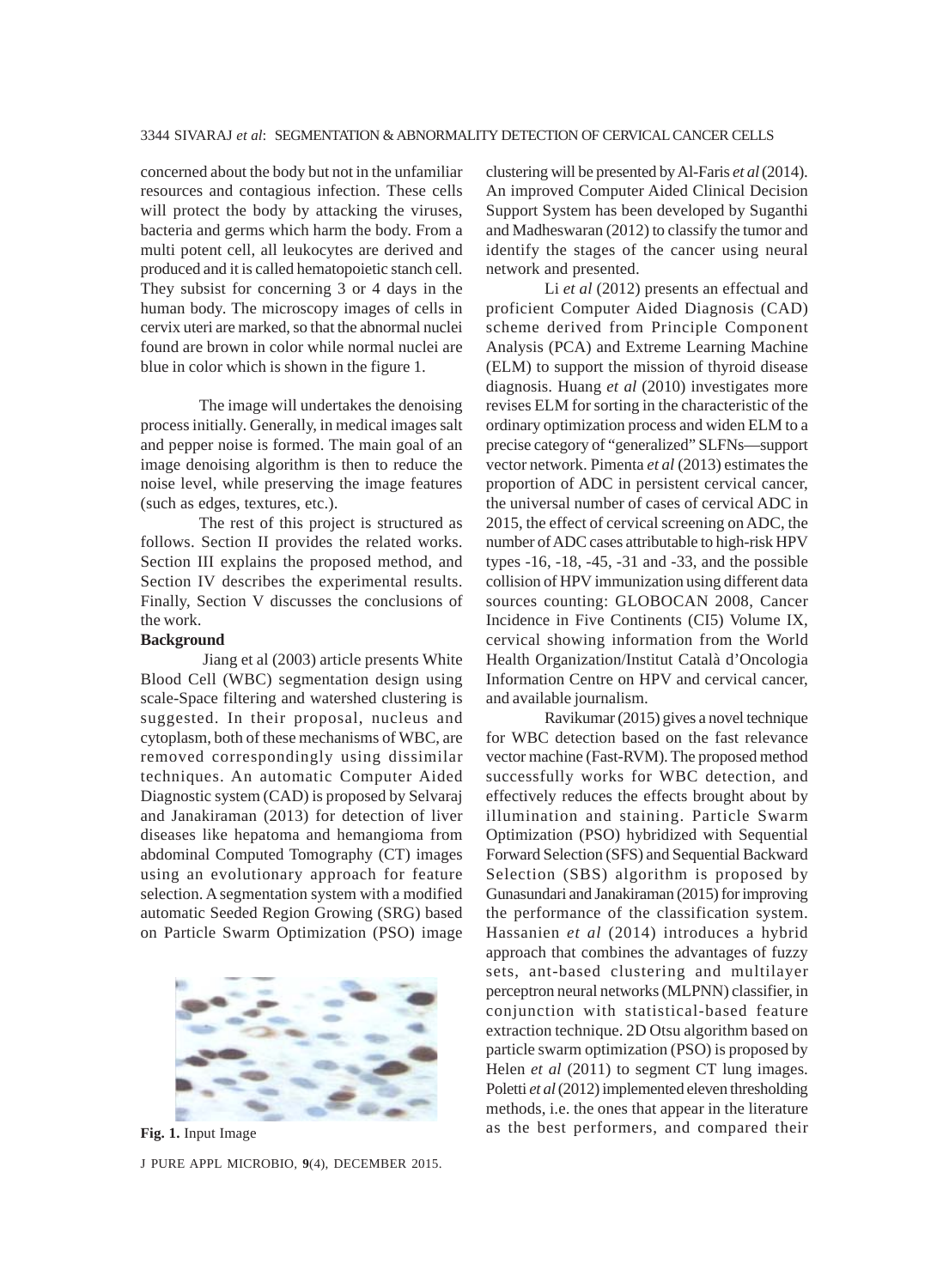concerned about the body but not in the unfamiliar resources and contagious infection. These cells will protect the body by attacking the viruses, bacteria and germs which harm the body. From a multi potent cell, all leukocytes are derived and produced and it is called hematopoietic stanch cell. They subsist for concerning 3 or 4 days in the human body. The microscopy images of cells in cervix uteri are marked, so that the abnormal nuclei found are brown in color while normal nuclei are blue in color which is shown in the figure 1.

The image will undertakes the denoising process initially. Generally, in medical images salt and pepper noise is formed. The main goal of an image denoising algorithm is then to reduce the noise level, while preserving the image features (such as edges, textures, etc.).

The rest of this project is structured as follows. Section II provides the related works. Section III explains the proposed method, and Section IV describes the experimental results. Finally, Section V discusses the conclusions of the work.

**Background**

Jiang et al (2003) article presents White Blood Cell (WBC) segmentation design using scale-Space filtering and watershed clustering is suggested. In their proposal, nucleus and cytoplasm, both of these mechanisms of WBC, are removed correspondingly using dissimilar techniques. An automatic Computer Aided Diagnostic system (CAD) is proposed by Selvaraj and Janakiraman (2013) for detection of liver diseases like hepatoma and hemangioma from abdominal Computed Tomography (CT) images using an evolutionary approach for feature selection. A segmentation system with a modified automatic Seeded Region Growing (SRG) based on Particle Swarm Optimization (PSO) image

**Fig. 1.** Input Image

clustering will be presented by Al-Faris *et al* (2014). An improved Computer Aided Clinical Decision Support System has been developed by Suganthi and Madheswaran (2012) to classify the tumor and identify the stages of the cancer using neural network and presented.

Li *et al* (2012) presents an effectual and proficient Computer Aided Diagnosis (CAD) scheme derived from Principle Component Analysis (PCA) and Extreme Learning Machine (ELM) to support the mission of thyroid disease diagnosis. Huang *et al* (2010) investigates more revises ELM for sorting in the characteristic of the ordinary optimization process and widen ELM to a precise category of "generalized" SLFNs—support vector network. Pimenta *et al* (2013) estimates the proportion of ADC in persistent cervical cancer, the universal number of cases of cervical ADC in 2015, the effect of cervical screening on ADC, the number of ADC cases attributable to high-risk HPV types -16, -18, -45, -31 and -33, and the possible collision of HPV immunization using different data sources counting: GLOBOCAN 2008, Cancer Incidence in Five Continents (CI5) Volume IX, cervical showing information from the World Health Organization/Institut Català d'Oncologia Information Centre on HPV and cervical cancer, and available journalism.

Ravikumar (2015) gives a novel technique for WBC detection based on the fast relevance vector machine (Fast-RVM). The proposed method successfully works for WBC detection, and effectively reduces the effects brought about by illumination and staining. Particle Swarm Optimization (PSO) hybridized with Sequential Forward Selection (SFS) and Sequential Backward Selection (SBS) algorithm is proposed by Gunasundari and Janakiraman (2015) for improving the performance of the classification system. Hassanien *et al* (2014) introduces a hybrid approach that combines the advantages of fuzzy sets, ant-based clustering and multilayer perceptron neural networks (MLPNN) classifier, in conjunction with statistical-based feature extraction technique. 2D Otsu algorithm based on particle swarm optimization (PSO) is proposed by Helen *et al* (2011) to segment CT lung images. Poletti *et al* (2012) implemented eleven thresholding methods, i.e. the ones that appear in the literature as the best performers, and compared their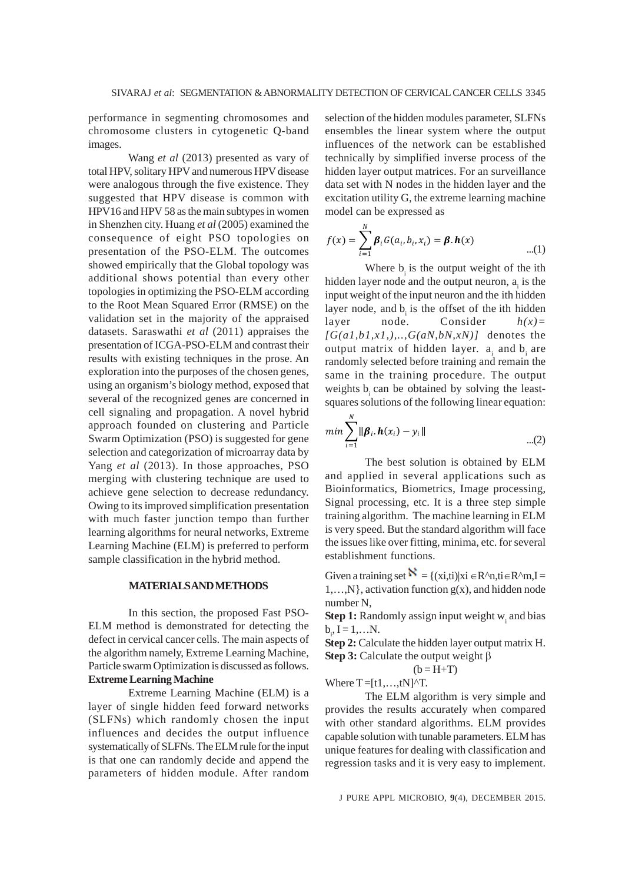performance in segmenting chromosomes and chromosome clusters in cytogenetic Q-band images.

Wang *et al* (2013) presented as vary of total HPV, solitary HPV and numerous HPV disease were analogous through the five existence. They suggested that HPV disease is common with HPV16 and HPV 58 as the main subtypes in women in Shenzhen city. Huang *et al* (2005) examined the consequence of eight PSO topologies on presentation of the PSO-ELM. The outcomes showed empirically that the Global topology was additional shows potential than every other topologies in optimizing the PSO-ELM according to the Root Mean Squared Error (RMSE) on the validation set in the majority of the appraised datasets. Saraswathi *et al* (2011) appraises the presentation of ICGA-PSO-ELM and contrast their results with existing techniques in the prose. An exploration into the purposes of the chosen genes, using an organism's biology method, exposed that several of the recognized genes are concerned in cell signaling and propagation. A novel hybrid approach founded on clustering and Particle Swarm Optimization (PSO) is suggested for gene selection and categorization of microarray data by Yang *et al* (2013). In those approaches, PSO merging with clustering technique are used to achieve gene selection to decrease redundancy. Owing to its improved simplification presentation with much faster junction tempo than further learning algorithms for neural networks, Extreme Learning Machine (ELM) is preferred to perform sample classification in the hybrid method.

## MATERIALS AND METHODS

In this section, the proposed Fast PSO-ELM method is demonstrated for detecting the defect in cervical cancer cells. The main aspects of the algorithm namely, Extreme Learning Machine, Particle swarm Optimization is discussed as follows.

### Extreme Learning Machine

Extreme Learning Machine (ELM) is a layer of single hidden feed forward networks (SLFNs) which randomly chosen the input influences and decides the output influence systematically of SLFNs. The ELM rule for the input is that one can randomly decide and append the parameters of hidden module. After random selection of the hidden modules parameter, SLFNs ensembles the linear system where the output influences of the network can be established technically by simplified inverse process of the hidden layer output matrices. For an surveillance data set with N nodes in the hidden layer and the excitation utility G, the extreme learning machine model can be expressed as

$$f(x) = \sum_{i=1}^{N} \boldsymbol{\beta}_i G(a_i, b_i, x_i) = \boldsymbol{\beta}.\boldsymbol{h}(x) \quad ...(1)$$

Where $b_i$ is the output weight of the ith hidden layer node and the output neuron, $a_i$ is the input weight of the input neuron and the ith hidden layer node, and $b_i$ is the offset of the ith hidden layer node. Consider *h(x)= [G(a1,b1,x1,),..,G(aN,bN,xN)]* denotes the output matrix of hidden layer. $a_i$ and $b_i$ are randomly selected before training and remain the same in the training procedure. The output weights $b_i$ can be obtained by solving the least-squares solutions of the following linear equation:

$$min \sum_{i=1}^{N} \|\boldsymbol{\beta}_i.\boldsymbol{h}(x_i) - y_i\| \quad ...(2)$$

The best solution is obtained by ELM and applied in several applications such as Bioinformatics, Biometrics, Image processing, Signal processing, etc. It is a three step simple training algorithm. The machine learning in ELM is very speed. But the standard algorithm will face the issues like over fitting, minima, etc. for several establishment functions.

Given a training set $\aleph$ = {(xi,ti)|xi ∈R^n,ti∈R^m,I = 1,…,N}, activation function g(x), and hidden node number N,

**Step 1:** Randomly assign input weight $w_i$ and bias $b_i$, I = 1,…N.

**Step 2:** Calculate the hidden layer output matrix H.

**Step 3:** Calculate the output weight β

(b = H+T)

Where T =[t1,…,tN]^T.

The ELM algorithm is very simple and provides the results accurately when compared with other standard algorithms. ELM provides capable solution with tunable parameters. ELM has unique features for dealing with classification and regression tasks and it is very easy to implement.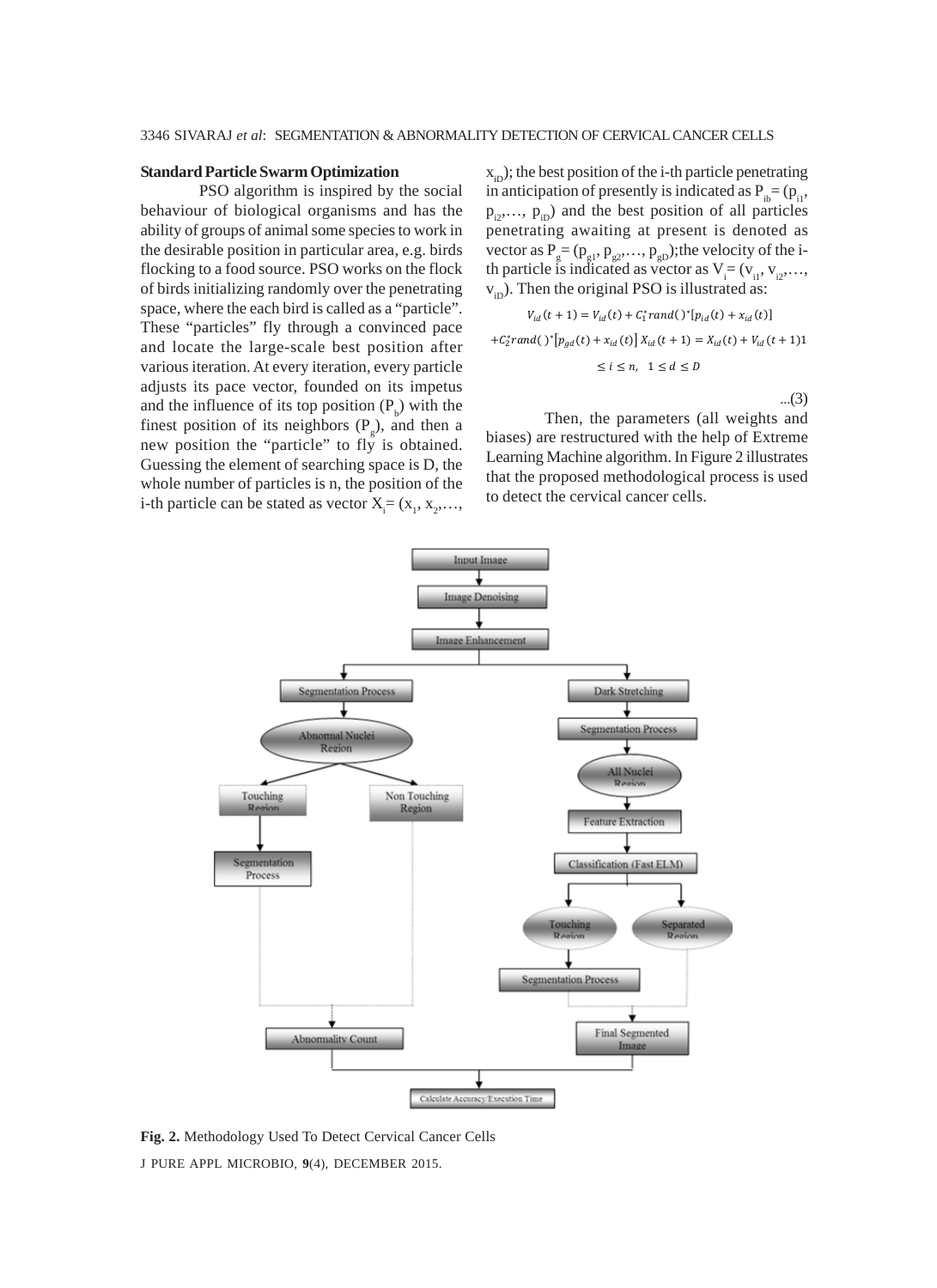### Standard Particle Swarm Optimization

PSO algorithm is inspired by the social behaviour of biological organisms and has the ability of groups of animal some species to work in the desirable position in particular area, e.g. birds flocking to a food source. PSO works on the flock of birds initializing randomly over the penetrating space, where the each bird is called as a "particle". These "particles" fly through a convinced pace and locate the large-scale best position after various iteration. At every iteration, every particle adjusts its pace vector, founded on its impetus and the influence of its top position ($P_b$) with the finest position of its neighbors ($P_g$), and then a new position the "particle" to fly is obtained. Guessing the element of searching space is D, the whole number of particles is n, the position of the i-th particle can be stated as vector $X_i = (x_1, x_2, \ldots, x_{iD})$; the best position of the i-th particle penetrating in anticipation of presently is indicated as $P_{ib} = (p_{i1}, p_{i2}, \ldots, p_{iD})$ and the best position of all particles penetrating awaiting at present is denoted as vector as $P_g = (p_{g1}, p_{g2}, \ldots, p_{gD})$;the velocity of the i-th particle is indicated as vector as $V_i = (v_{i1}, v_{i2}, \ldots, v_{iD})$. Then the original PSO is illustrated as:

$$V_{id}(t+1) = V_{id}(t) + C_1^* rand()^*[p_{id}(t) + x_{id}(t)]$$
$$+C_2^* rand()^*[p_{gd}(t) + x_{id}(t)]\ X_{id}(t+1) = X_{id}(t) + V_{id}(t+1)1$$
$$\leq i \leq n, \quad 1 \leq d \leq D \qquad \text{...(3)}$$

Then, the parameters (all weights and biases) are restructured with the help of Extreme Learning Machine algorithm. In Figure 2 illustrates that the proposed methodological process is used to detect the cervical cancer cells.

```
Input Image
  -> Image Denoising
  -> Image Enhancement
     |
     +-> Segmentation Process
     |     -> Abnormal Nuclei Region
     |          +-> Touching Region -> Segmentation Process -> Abnormality Count
     |          +-> Non Touching Region ---------------------> Abnormality Count
     |
     +-> Dark Stretching
           -> Segmentation Process
           -> All Nuclei Region
           -> Feature Extraction
           -> Classification (Fast ELM)
                +-> Touching Region -> Segmentation Process -> Final Segmented Image
                +-> Separated Region --------------------------> Final Segmented Image

Abnormality Count + Final Segmented Image -> Calculate Accuracy/Execution Time
```

**Fig. 2.** Methodology Used To Detect Cervical Cancer Cells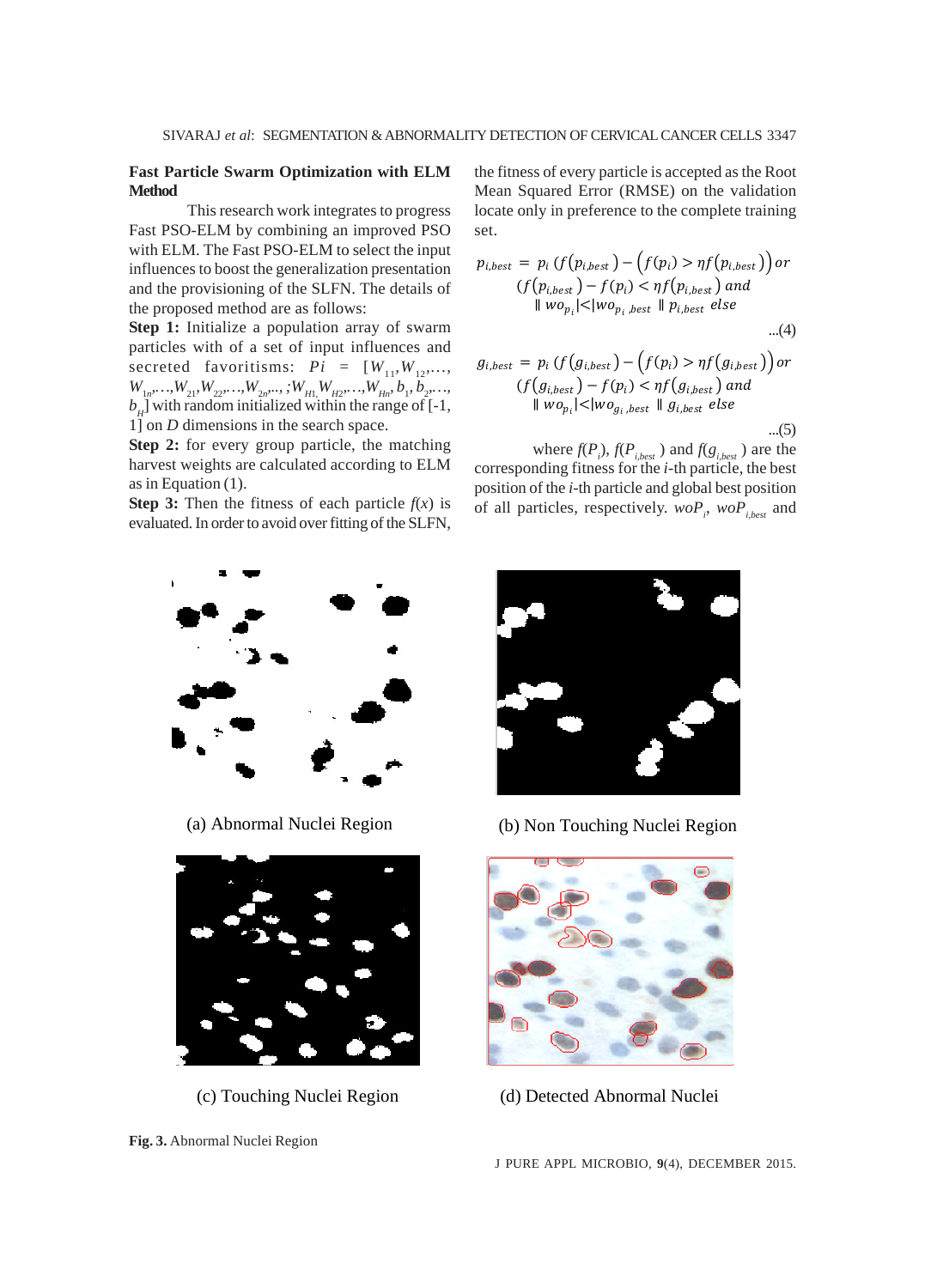### Fast Particle Swarm Optimization with ELM Method

This research work integrates to progress Fast PSO-ELM by combining an improved PSO with ELM. The Fast PSO-ELM to select the input influences to boost the generalization presentation and the provisioning of the SLFN. The details of the proposed method are as follows:

**Step 1:** Initialize a population array of swarm particles with of a set of input influences and secreted favoritisms: $Pi = [W_{11}, W_{12}, \ldots, W_{1n}, \ldots, W_{21}, W_{22}, \ldots, W_{2n}, \ldots; W_{H1,} W_{H2}, \ldots, W_{Hn}, b_1, b_2, \ldots, b_H]$ with random initialized within the range of [-1, 1] on $D$ dimensions in the search space.

**Step 2:** for every group particle, the matching harvest weights are calculated according to ELM as in Equation (1).

**Step 3:** Then the fitness of each particle $f(x)$ is evaluated. In order to avoid over fitting of the SLFN, the fitness of every particle is accepted as the Root Mean Squared Error (RMSE) on the validation locate only in preference to the complete training set.

$$p_{i,best} = p_i \left(f\left(p_{i,best}\right) - \left(f(p_i) > \eta f\left(p_{i,best}\right)\right) or \right. \\ \left(f\left(p_{i,best}\right) - f(p_i) < \eta f\left(p_{i,best}\right) and \right. \\ \| wo_{p_i} | < | wo_{p_i,best} \| \; p_{i,best} \; else \quad ...(4)$$

$$g_{i,best} = p_i \left(f\left(g_{i,best}\right) - \left(f(p_i) > \eta f\left(g_{i,best}\right)\right) or \right. \\ \left(f\left(g_{i,best}\right) - f(p_i) < \eta f\left(g_{i,best}\right) and \right. \\ \| wo_{p_i} | < | wo_{g_i,best} \| \; g_{i,best} \; else \quad ...(5)$$

where $f(P_i)$, $f(P_{i,best})$ and $f(g_{i,best})$ are the corresponding fitness for the $i$-th particle, the best position of the $i$-th particle and global best position of all particles, respectively. $woP_i$, $woP_{i,best}$ and

(a) Abnormal Nuclei Region

(b) Non Touching Nuclei Region

(c) Touching Nuclei Region

(d) Detected Abnormal Nuclei

**Fig. 3.** Abnormal Nuclei Region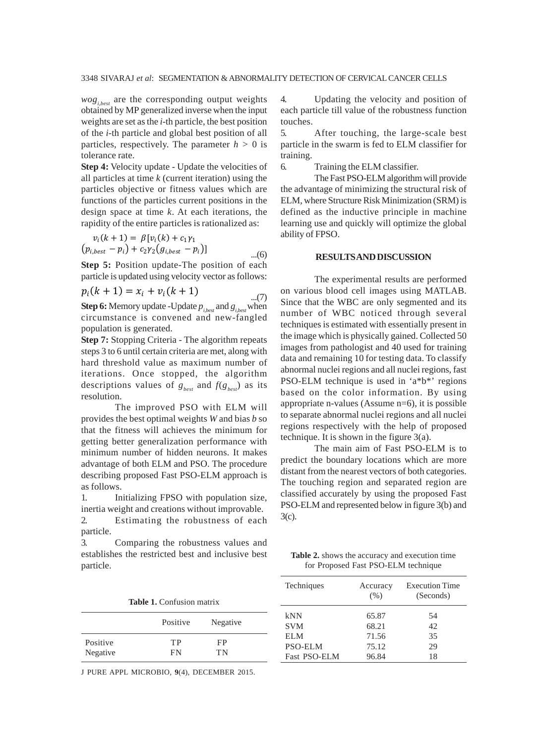$wog_{i,best}$ are the corresponding output weights obtained by MP generalized inverse when the input weights are set as the *i*-th particle, the best position of the *i*-th particle and global best position of all particles, respectively. The parameter $h > 0$ is tolerance rate.

**Step 4:** Velocity update - Update the velocities of all particles at time *k* (current iteration) using the particles objective or fitness values which are functions of the particles current positions in the design space at time *k*. At each iterations, the rapidity of the entire particles is rationalized as:

$$v_i(k+1) = \beta[v_i(k) + c_1\gamma_1 (p_{i,best} - p_i) + c_2\gamma_2(g_{i,best} - p_i)] \quad ...(6)$$

**Step 5:** Position update-The position of each particle is updated using velocity vector as follows:

$$p_i(k+1) = x_i + v_i(k+1) \quad ...(7)$$

**Step 6:** Memory update -Update $p_{i,best}$ and $g_{i,best}$ when circumstance is convened and new-fangled population is generated.

**Step 7:** Stopping Criteria - The algorithm repeats steps 3 to 6 until certain criteria are met, along with hard threshold value as maximum number of iterations. Once stopped, the algorithm descriptions values of $g_{best}$ and $f(g_{best})$ as its resolution.

The improved PSO with ELM will provides the best optimal weights *W* and bias *b* so that the fitness will achieves the minimum for getting better generalization performance with minimum number of hidden neurons. It makes advantage of both ELM and PSO. The procedure describing proposed Fast PSO-ELM approach is as follows.

1. Initializing FPSO with population size, inertia weight and creations without improvable.
2. Estimating the robustness of each particle.
3. Comparing the robustness values and establishes the restricted best and inclusive best particle.
4. Updating the velocity and position of each particle till value of the robustness function touches.
5. After touching, the large-scale best particle in the swarm is fed to ELM classifier for training.
6. Training the ELM classifier.

The Fast PSO-ELM algorithm will provide the advantage of minimizing the structural risk of ELM, where Structure Risk Minimization (SRM) is defined as the inductive principle in machine learning use and quickly will optimize the global ability of FPSO.

**Table 1.** Confusion matrix

| | Positive | Negative |
|---|---|---|
| Positive | TP | FP |
| Negative | FN | TN |

## RESULTS AND DISCUSSION

The experimental results are performed on various blood cell images using MATLAB. Since that the WBC are only segmented and its number of WBC noticed through several techniques is estimated with essentially present in the image which is physically gained. Collected 50 images from pathologist and 40 used for training data and remaining 10 for testing data. To classify abnormal nuclei regions and all nuclei regions, fast PSO-ELM technique is used in 'a*b*' regions based on the color information. By using appropriate n-values (Assume n=6), it is possible to separate abnormal nuclei regions and all nuclei regions respectively with the help of proposed technique. It is shown in the figure 3(a).

The main aim of Fast PSO-ELM is to predict the boundary locations which are more distant from the nearest vectors of both categories. The touching region and separated region are classified accurately by using the proposed Fast PSO-ELM and represented below in figure 3(b) and 3(c).

**Table 2.** shows the accuracy and execution time for Proposed Fast PSO-ELM technique

| Techniques | Accuracy (%) | Execution Time (Seconds) |
|---|---|---|
| kNN | 65.87 | 54 |
| SVM | 68.21 | 42 |
| ELM | 71.56 | 35 |
| PSO-ELM | 75.12 | 29 |
| Fast PSO-ELM | 96.84 | 18 |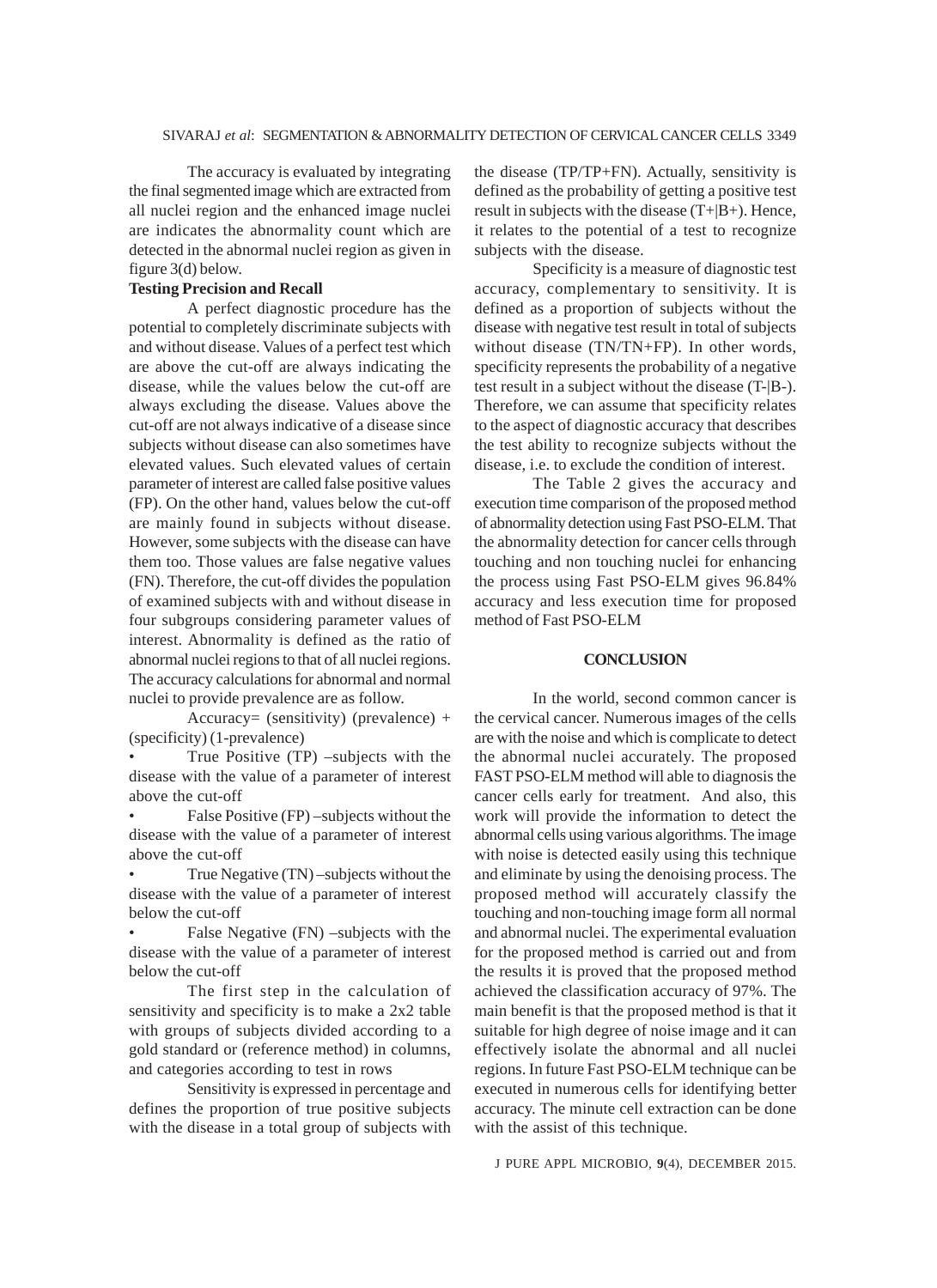The accuracy is evaluated by integrating the final segmented image which are extracted from all nuclei region and the enhanced image nuclei are indicates the abnormality count which are detected in the abnormal nuclei region as given in figure 3(d) below.

**Testing Precision and Recall**

A perfect diagnostic procedure has the potential to completely discriminate subjects with and without disease. Values of a perfect test which are above the cut-off are always indicating the disease, while the values below the cut-off are always excluding the disease. Values above the cut-off are not always indicative of a disease since subjects without disease can also sometimes have elevated values. Such elevated values of certain parameter of interest are called false positive values (FP). On the other hand, values below the cut-off are mainly found in subjects without disease. However, some subjects with the disease can have them too. Those values are false negative values (FN). Therefore, the cut-off divides the population of examined subjects with and without disease in four subgroups considering parameter values of interest. Abnormality is defined as the ratio of abnormal nuclei regions to that of all nuclei regions. The accuracy calculations for abnormal and normal nuclei to provide prevalence are as follow.

Accuracy= (sensitivity) (prevalence) + (specificity) (1-prevalence)

- True Positive (TP) –subjects with the disease with the value of a parameter of interest above the cut-off
- False Positive (FP) –subjects without the disease with the value of a parameter of interest above the cut-off
- True Negative (TN) –subjects without the disease with the value of a parameter of interest below the cut-off
- False Negative (FN) –subjects with the disease with the value of a parameter of interest below the cut-off

The first step in the calculation of sensitivity and specificity is to make a 2x2 table with groups of subjects divided according to a gold standard or (reference method) in columns, and categories according to test in rows

Sensitivity is expressed in percentage and defines the proportion of true positive subjects with the disease in a total group of subjects with the disease (TP/TP+FN). Actually, sensitivity is defined as the probability of getting a positive test result in subjects with the disease (T+|B+). Hence, it relates to the potential of a test to recognize subjects with the disease.

Specificity is a measure of diagnostic test accuracy, complementary to sensitivity. It is defined as a proportion of subjects without the disease with negative test result in total of subjects without disease (TN/TN+FP). In other words, specificity represents the probability of a negative test result in a subject without the disease (T-|B-). Therefore, we can assume that specificity relates to the aspect of diagnostic accuracy that describes the test ability to recognize subjects without the disease, i.e. to exclude the condition of interest.

The Table 2 gives the accuracy and execution time comparison of the proposed method of abnormality detection using Fast PSO-ELM. That the abnormality detection for cancer cells through touching and non touching nuclei for enhancing the process using Fast PSO-ELM gives 96.84% accuracy and less execution time for proposed method of Fast PSO-ELM

## CONCLUSION

In the world, second common cancer is the cervical cancer. Numerous images of the cells are with the noise and which is complicate to detect the abnormal nuclei accurately. The proposed FAST PSO-ELM method will able to diagnosis the cancer cells early for treatment. And also, this work will provide the information to detect the abnormal cells using various algorithms. The image with noise is detected easily using this technique and eliminate by using the denoising process. The proposed method will accurately classify the touching and non-touching image form all normal and abnormal nuclei. The experimental evaluation for the proposed method is carried out and from the results it is proved that the proposed method achieved the classification accuracy of 97%. The main benefit is that the proposed method is that it suitable for high degree of noise image and it can effectively isolate the abnormal and all nuclei regions. In future Fast PSO-ELM technique can be executed in numerous cells for identifying better accuracy. The minute cell extraction can be done with the assist of this technique.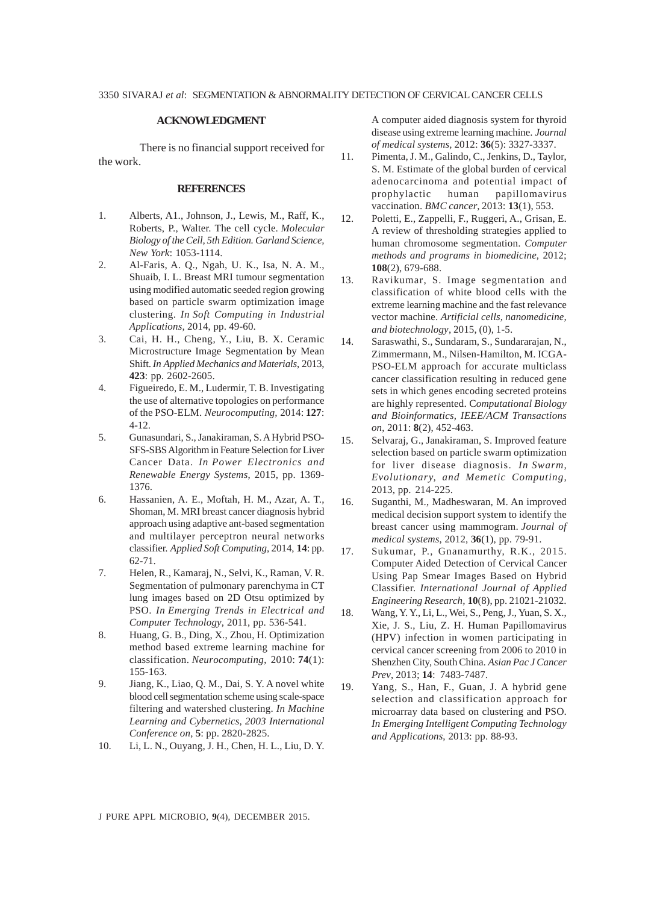## ACKNOWLEDGMENT

There is no financial support received for the work.

## REFERENCES

1. Alberts, A1., Johnson, J., Lewis, M., Raff, K., Roberts, P., Walter. The cell cycle. *Molecular Biology of the Cell, 5th Edition. Garland Science, New York*: 1053-1114.
2. Al-Faris, A. Q., Ngah, U. K., Isa, N. A. M., Shuaib, I. L. Breast MRI tumour segmentation using modified automatic seeded region growing based on particle swarm optimization image clustering. *In Soft Computing in Industrial Applications*, 2014, pp. 49-60.
3. Cai, H. H., Cheng, Y., Liu, B. X. Ceramic Microstructure Image Segmentation by Mean Shift. *In Applied Mechanics and Materials*, 2013, **423**: pp. 2602-2605.
4. Figueiredo, E. M., Ludermir, T. B. Investigating the use of alternative topologies on performance of the PSO-ELM. *Neurocomputing*, 2014: **127**: 4-12.
5. Gunasundari, S., Janakiraman, S. A Hybrid PSO-SFS-SBS Algorithm in Feature Selection for Liver Cancer Data. *In Power Electronics and Renewable Energy Systems*, 2015, pp. 1369-1376.
6. Hassanien, A. E., Moftah, H. M., Azar, A. T., Shoman, M. MRI breast cancer diagnosis hybrid approach using adaptive ant-based segmentation and multilayer perceptron neural networks classifier. *Applied Soft Computing*, 2014, **14**: pp. 62-71.
7. Helen, R., Kamaraj, N., Selvi, K., Raman, V. R. Segmentation of pulmonary parenchyma in CT lung images based on 2D Otsu optimized by PSO. *In Emerging Trends in Electrical and Computer Technology*, 2011, pp. 536-541.
8. Huang, G. B., Ding, X., Zhou, H. Optimization method based extreme learning machine for classification. *Neurocomputing*, 2010: **74**(1): 155-163.
9. Jiang, K., Liao, Q. M., Dai, S. Y. A novel white blood cell segmentation scheme using scale-space filtering and watershed clustering. *In Machine Learning and Cybernetics, 2003 International Conference on*, **5**: pp. 2820-2825.
10. Li, L. N., Ouyang, J. H., Chen, H. L., Liu, D. Y. A computer aided diagnosis system for thyroid disease using extreme learning machine. *Journal of medical systems*, 2012: **36**(5): 3327-3337.
11. Pimenta, J. M., Galindo, C., Jenkins, D., Taylor, S. M. Estimate of the global burden of cervical adenocarcinoma and potential impact of prophylactic human papillomavirus vaccination. *BMC cancer*, 2013: **13**(1), 553.
12. Poletti, E., Zappelli, F., Ruggeri, A., Grisan, E. A review of thresholding strategies applied to human chromosome segmentation. *Computer methods and programs in biomedicine*, 2012; **108**(2), 679-688.
13. Ravikumar, S. Image segmentation and classification of white blood cells with the extreme learning machine and the fast relevance vector machine. *Artificial cells, nanomedicine, and biotechnology*, 2015, (0), 1-5.
14. Saraswathi, S., Sundaram, S., Sundararajan, N., Zimmermann, M., Nilsen-Hamilton, M. ICGA-PSO-ELM approach for accurate multiclass cancer classification resulting in reduced gene sets in which genes encoding secreted proteins are highly represented. *Computational Biology and Bioinformatics, IEEE/ACM Transactions on*, 2011: **8**(2), 452-463.
15. Selvaraj, G., Janakiraman, S. Improved feature selection based on particle swarm optimization for liver disease diagnosis. *In Swarm, Evolutionary, and Memetic Computing*, 2013, pp. 214-225.
16. Suganthi, M., Madheswaran, M. An improved medical decision support system to identify the breast cancer using mammogram. *Journal of medical systems*, 2012, **36**(1), pp. 79-91.
17. Sukumar, P., Gnanamurthy, R.K., 2015. Computer Aided Detection of Cervical Cancer Using Pap Smear Images Based on Hybrid Classifier. *International Journal of Applied Engineering Research*, **10**(8), pp. 21021-21032.
18. Wang, Y. Y., Li, L., Wei, S., Peng, J., Yuan, S. X., Xie, J. S., Liu, Z. H. Human Papillomavirus (HPV) infection in women participating in cervical cancer screening from 2006 to 2010 in Shenzhen City, South China. *Asian Pac J Cancer Prev*, 2013; **14**: 7483-7487.
19. Yang, S., Han, F., Guan, J. A hybrid gene selection and classification approach for microarray data based on clustering and PSO. *In Emerging Intelligent Computing Technology and Applications*, 2013: pp. 88-93.